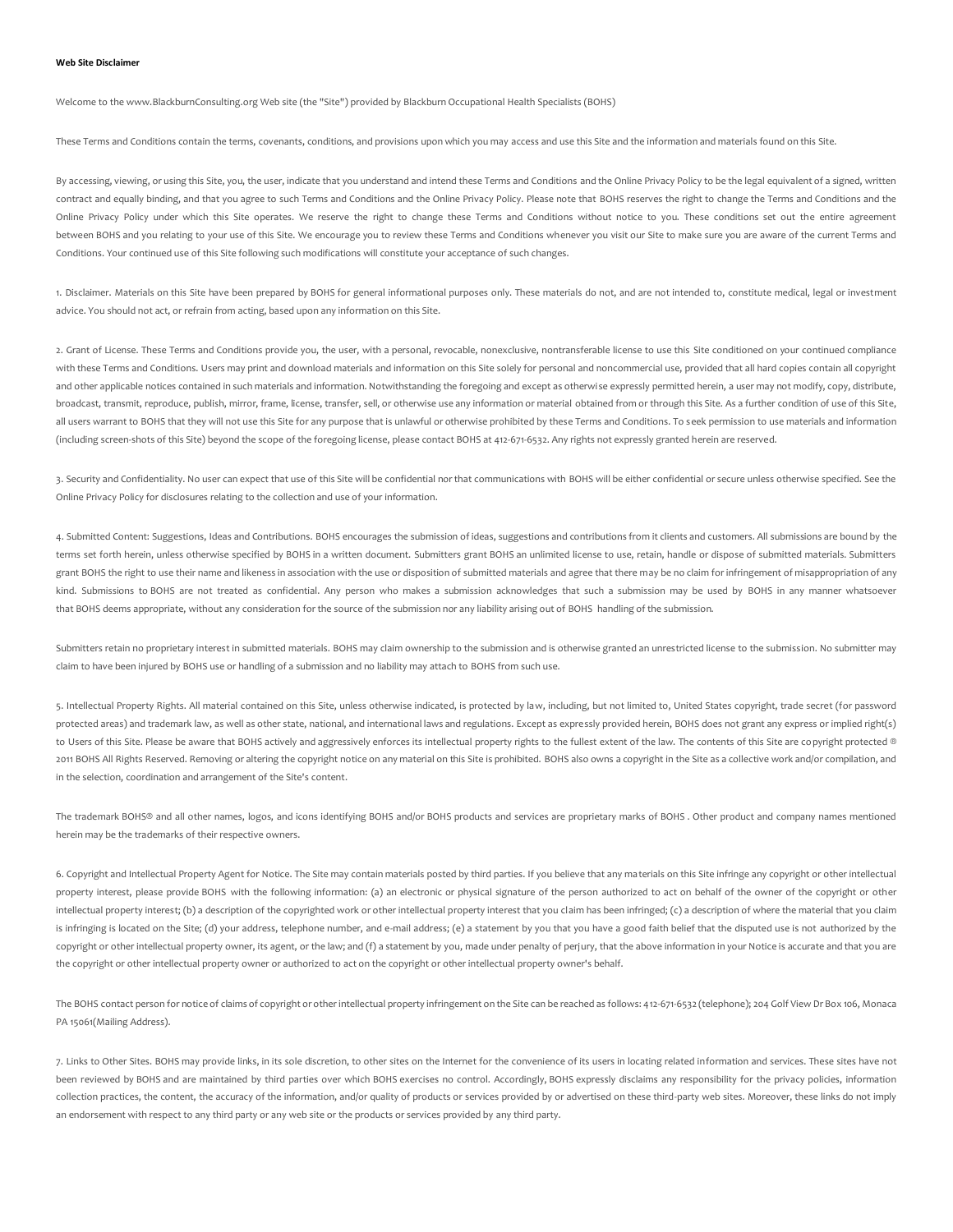**Web Site Disclaimer**

Welcome to the www.BlackburnConsulting.org Web site (the "Site") provided by Blackburn Occupational Health Specialists (BOHS)

These Terms and Conditions contain the terms, covenants, conditions, and provisions upon which you may access and use this Site and the information and materials found on this Site.

By accessing, viewing, or using this Site, you, the user, indicate that you understand and intend these Terms and Conditions and the Online Privacy Policy to be the legal equivalent of a signed, written contract and equally binding, and that you agree to such Terms and Conditions and the Online Privacy Policy. Please note that BOHS reserves the right to change the Terms and Conditions and the Online Privacy Policy under which this Site operates. We reserve the right to change these Terms and Conditions without notice to you. These conditions set out the entire agreement between BOHS and you relating to your use of this Site. We encourage you to review these Terms and Conditions whenever you visit our Site to make sure you are aware of the current Terms and Conditions. Your continued use of this Site following such modifications will constitute your acceptance of such changes.

1. Disclaimer. Materials on this Site have been prepared by BOHS for general informational purposes only. These materials do not, and are not intended to, constitute medical, legal or investment advice. You should not act, or refrain from acting, based upon any information on this Site.

2. Grant of License. These Terms and Conditions provide you, the user, with a personal, revocable, nonexclusive, nontransferable license to use this Site conditioned on your continued compliance with these Terms and Conditions. Users may print and download materials and information on this Site solely for personal and noncommercial use, provided that all hard copies contain all copyright and other applicable notices contained in such materials and information. Notwithstanding the foregoing and except as otherwise expressly permitted herein, a user may not modify, copy, distribute, broadcast, transmit, reproduce, publish, mirror, frame, license, transfer, sell, or otherwise use any information or material obtained from or through this Site. As a further condition of use of this Site, all users warrant to BOHS that they will not use this Site for any purpose that is unlawful or otherwise prohibited by these Terms and Conditions. To seek permission to use materials and information (including screen-shots of this Site) beyond the scope of the foregoing license, please contact BOHS at 412-671-6532. Any rights not expressly granted herein are reserved.

3. Security and Confidentiality. No user can expect that use of this Site will be confidential nor that communications with BOHS will be either confidential or secure unless otherwise specified. See the Online Privacy Policy for disclosures relating to the collection and use of your information.

4. Submitted Content: Suggestions, Ideas and Contributions. BOHS encourages the submission of ideas, suggestions and contributions from it clients and customers. All submissions are bound by the terms set forth herein, unless otherwise specified by BOHS in a written document. Submitters grant BOHS an unlimited license to use, retain, handle or dispose of submitted materials. Submitters grant BOHS the right to use their name and likeness in association with the use or disposition of submitted materials and agree that there may be no claim for infringement of misappropriation of any kind. Submissions to BOHS are not treated as confidential. Any person who makes a submission acknowledges that such a submission may be used by BOHS in any manner whatsoever that BOHS deems appropriate, without any consideration for the source of the submission nor any liability arising out of BOHS handling of the submission.

Submitters retain no proprietary interest in submitted materials. BOHS may claim ownership to the submission and is otherwise granted an unrestricted license to the submission. No submitter may claim to have been injured by BOHS use or handling of a submission and no liability may attach to BOHS from such use.

5. Intellectual Property Rights. All material contained on this Site, unless otherwise indicated, is protected by law, including, but not limited to, United States copyright, trade secret (for password protected areas) and trademark law, as well as other state, national, and international laws and regulations. Except as expressly provided herein, BOHS does not grant any express or implied right(s) to Users of this Site. Please be aware that BOHS actively and aggressively enforces its intellectual property rights to the fullest extent of the law. The contents of this Site are copyright protected ® 2011 BOHS All Rights Reserved. Removing or altering the copyright notice on any material on this Site is prohibited. BOHS also owns a copyright in the Site as a collective work and/or compilation, and in the selection, coordination and arrangement of the Site's content.

The trademark BOHS® and all other names, logos, and icons identifying BOHS and/or BOHS products and services are proprietary marks of BOHS . Other product and company names mentioned herein may be the trademarks of their respective owners.

6. Copyright and Intellectual Property Agent for Notice. The Site may contain materials posted by third parties. If you believe that any materials on this Site infringe any copyright or other intellectual property interest, please provide BOHS with the following information: (a) an electronic or physical signature of the person authorized to act on behalf of the owner of the copyright or other intellectual property interest; (b) a description of the copyrighted work or other intellectual property interest that you claim has been infringed; (c) a description of where the material that you claim is infringing is located on the Site; (d) your address, telephone number, and e-mail address; (e) a statement by you that you have a good faith belief that the disputed use is not authorized by the copyright or other intellectual property owner, its agent, or the law; and (f) a statement by you, made under penalty of perjury, that the above information in your Notice is accurate and that you are the copyright or other intellectual property owner or authorized to act on the copyright or other intellectual property owner's behalf.

The BOHS contact person for notice of claims of copyright or other intellectual property infringement on the Site can be reached as follows: 412-671-6532 (telephone); 204 Golf View Dr Box 106, Monaca PA 15061(Mailing Address).

7. Links to Other Sites. BOHS may provide links, in its sole discretion, to other sites on the Internet for the convenience of its users in locating related information and services. These sites have not been reviewed by BOHS and are maintained by third parties over which BOHS exercises no control. Accordingly, BOHS expressly disclaims any responsibility for the privacy policies, information collection practices, the content, the accuracy of the information, and/or quality of products or services provided by or advertised on these third-party web sites. Moreover, these links do not imply an endorsement with respect to any third party or any web site or the products or services provided by any third party.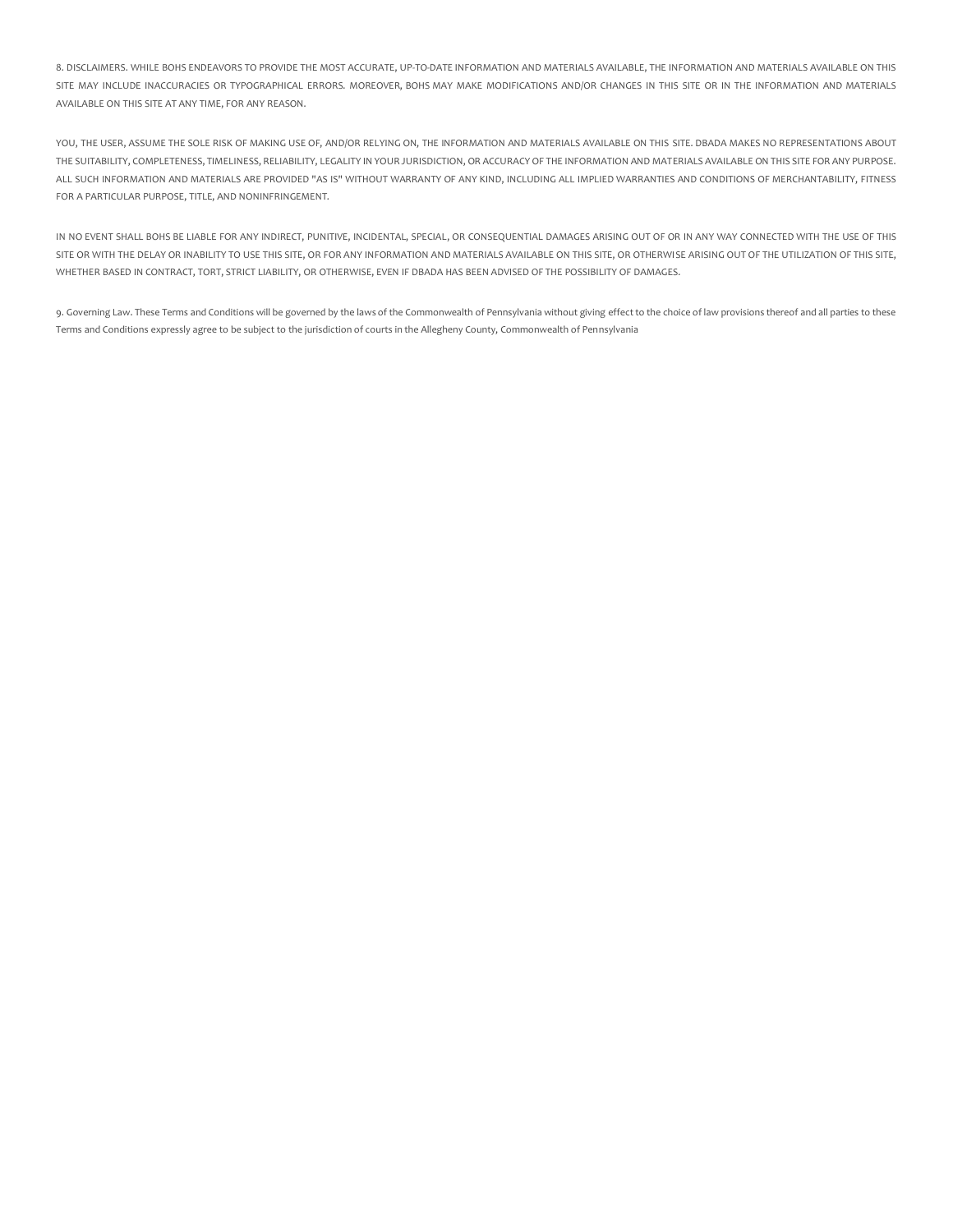8. DISCLAIMERS. WHILE BOHS ENDEAVORS TO PROVIDE THE MOST ACCURATE, UP-TO-DATE INFORMATION AND MATERIALS AVAILABLE, THE INFORMATION AND MATERIALS AVAILABLE ON THIS SITE MAY INCLUDE INACCURACIES OR TYPOGRAPHICAL ERRORS. MOREOVER, BOHS MAY MAKE MODIFICATIONS AND/OR CHANGES IN THIS SITE OR IN THE INFORMATION AND MATERIALS AVAILABLE ON THIS SITE AT ANY TIME, FOR ANY REASON.

YOU, THE USER, ASSUME THE SOLE RISK OF MAKING USE OF, AND/OR RELYING ON, THE INFORMATION AND MATERIALS AVAILABLE ON THIS SITE. DBADA MAKES NO REPRESENTATIONS ABOUT THE SUITABILITY, COMPLETENESS, TIMELINESS, RELIABILITY, LEGALITY IN YOUR JURISDICTION, OR ACCURACY OF THE INFORMATION AND MATERIALS AVAILABLE ON THIS SITE FOR ANY PURPOSE. ALL SUCH INFORMATION AND MATERIALS ARE PROVIDED "AS IS" WITHOUT WARRANTY OF ANY KIND, INCLUDING ALL IMPLIED WARRANTIES AND CONDITIONS OF MERCHANTABILITY, FITNESS FOR A PARTICULAR PURPOSE, TITLE, AND NONINFRINGEMENT.

IN NO EVENT SHALL BOHS BE LIABLE FOR ANY INDIRECT, PUNITIVE, INCIDENTAL, SPECIAL, OR CONSEQUENTIAL DAMAGES ARISING OUT OF OR IN ANY WAY CONNECTED WITH THE USE OF THIS SITE OR WITH THE DELAY OR INABILITY TO USE THIS SITE, OR FOR ANY INFORMATION AND MATERIALS AVAILABLE ON THIS SITE, OR OTHERWISE ARISING OUT OF THE UTILIZATION OF THIS SITE, WHETHER BASED IN CONTRACT, TORT, STRICT LIABILITY, OR OTHERWISE, EVEN IF DBADA HAS BEEN ADVISED OF THE POSSIBILITY OF DAMAGES.

9. Governing Law. These Terms and Conditions will be governed by the laws of the Commonwealth of Pennsylvania without giving effect to the choice of law provisions thereof and all parties to these Terms and Conditions expressly agree to be subject to the jurisdiction of courts in the Allegheny County, Commonwealth of Pennsylvania